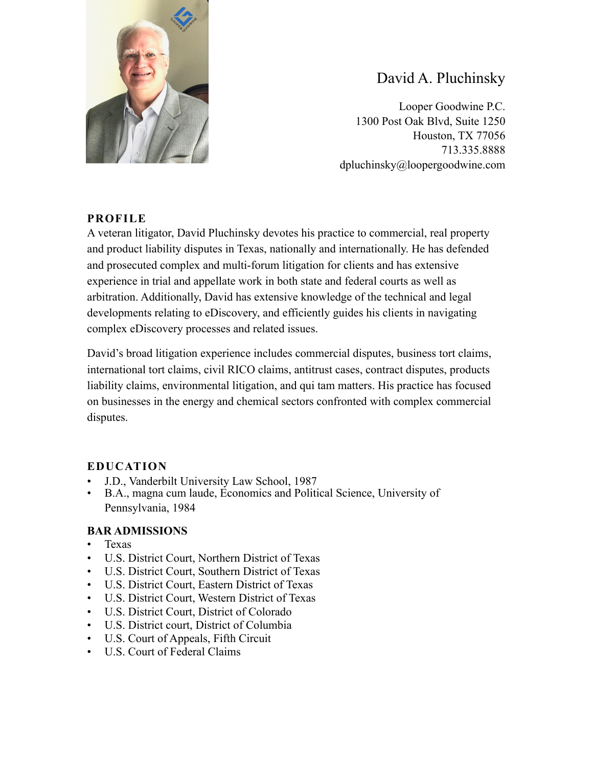# David A. Pluchinsky

Looper Goodwine P.C.
1300 Post Oak Blvd, Suite 1250
Houston, TX 77056
713.335.8888
dpluchinsky@loopergoodwine.com

## PROFILE

A veteran litigator, David Pluchinsky devotes his practice to commercial, real property and product liability disputes in Texas, nationally and internationally. He has defended and prosecuted complex and multi-forum litigation for clients and has extensive experience in trial and appellate work in both state and federal courts as well as arbitration. Additionally, David has extensive knowledge of the technical and legal developments relating to eDiscovery, and efficiently guides his clients in navigating complex eDiscovery processes and related issues.

David's broad litigation experience includes commercial disputes, business tort claims, international tort claims, civil RICO claims, antitrust cases, contract disputes, products liability claims, environmental litigation, and qui tam matters. His practice has focused on businesses in the energy and chemical sectors confronted with complex commercial disputes.

## EDUCATION

- J.D., Vanderbilt University Law School, 1987
- B.A., magna cum laude, Economics and Political Science, University of Pennsylvania, 1984

## BAR ADMISSIONS

- Texas
- U.S. District Court, Northern District of Texas
- U.S. District Court, Southern District of Texas
- U.S. District Court, Eastern District of Texas
- U.S. District Court, Western District of Texas
- U.S. District Court, District of Colorado
- U.S. District court, District of Columbia
- U.S. Court of Appeals, Fifth Circuit
- U.S. Court of Federal Claims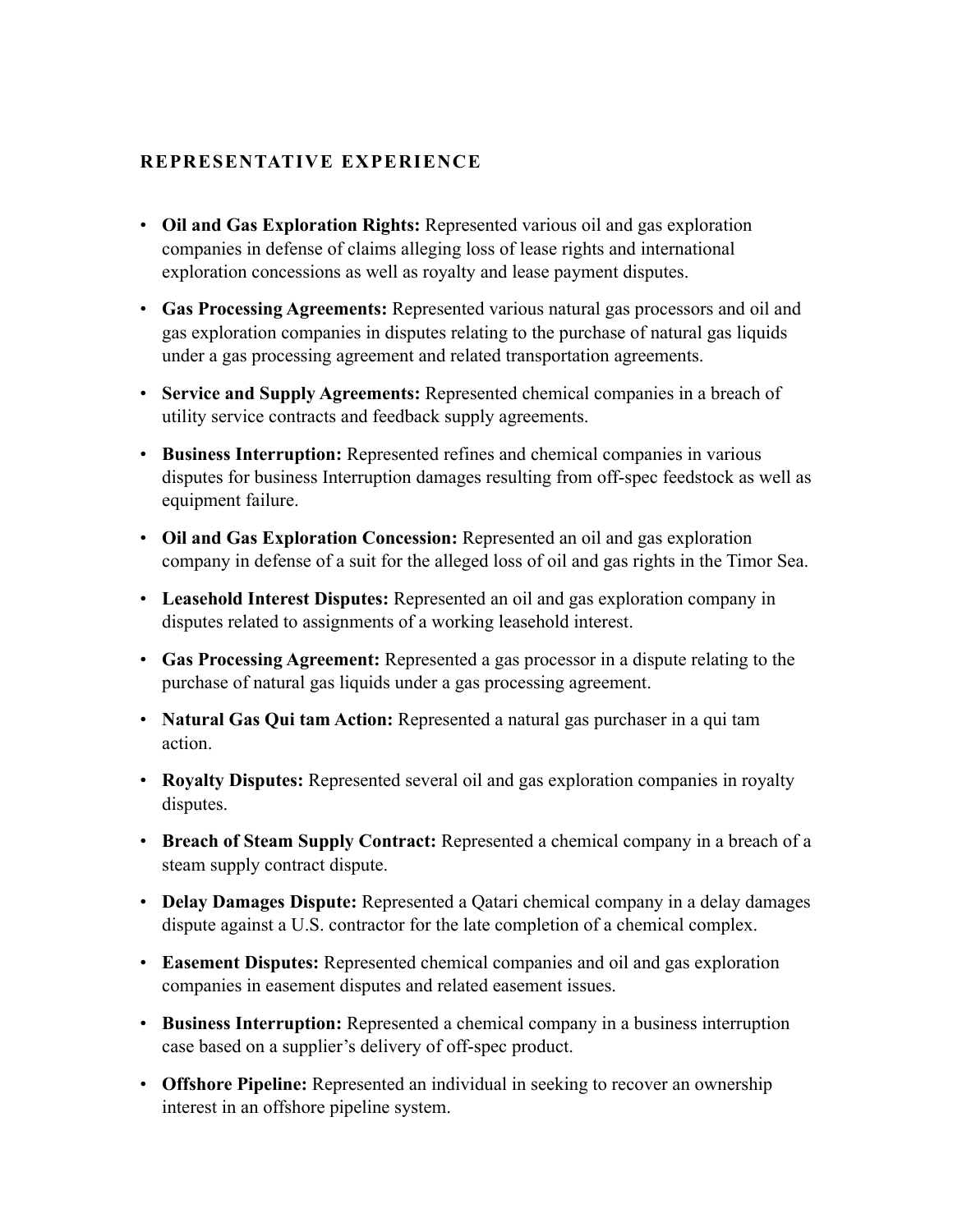## REPRESENTATIVE EXPERIENCE

- **Oil and Gas Exploration Rights:** Represented various oil and gas exploration companies in defense of claims alleging loss of lease rights and international exploration concessions as well as royalty and lease payment disputes.
- **Gas Processing Agreements:** Represented various natural gas processors and oil and gas exploration companies in disputes relating to the purchase of natural gas liquids under a gas processing agreement and related transportation agreements.
- **Service and Supply Agreements:** Represented chemical companies in a breach of utility service contracts and feedback supply agreements.
- **Business Interruption:** Represented refines and chemical companies in various disputes for business Interruption damages resulting from off-spec feedstock as well as equipment failure.
- **Oil and Gas Exploration Concession:** Represented an oil and gas exploration company in defense of a suit for the alleged loss of oil and gas rights in the Timor Sea.
- **Leasehold Interest Disputes:** Represented an oil and gas exploration company in disputes related to assignments of a working leasehold interest.
- **Gas Processing Agreement:** Represented a gas processor in a dispute relating to the purchase of natural gas liquids under a gas processing agreement.
- **Natural Gas Qui tam Action:** Represented a natural gas purchaser in a qui tam action.
- **Royalty Disputes:** Represented several oil and gas exploration companies in royalty disputes.
- **Breach of Steam Supply Contract:** Represented a chemical company in a breach of a steam supply contract dispute.
- **Delay Damages Dispute:** Represented a Qatari chemical company in a delay damages dispute against a U.S. contractor for the late completion of a chemical complex.
- **Easement Disputes:** Represented chemical companies and oil and gas exploration companies in easement disputes and related easement issues.
- **Business Interruption:** Represented a chemical company in a business interruption case based on a supplier's delivery of off-spec product.
- **Offshore Pipeline:** Represented an individual in seeking to recover an ownership interest in an offshore pipeline system.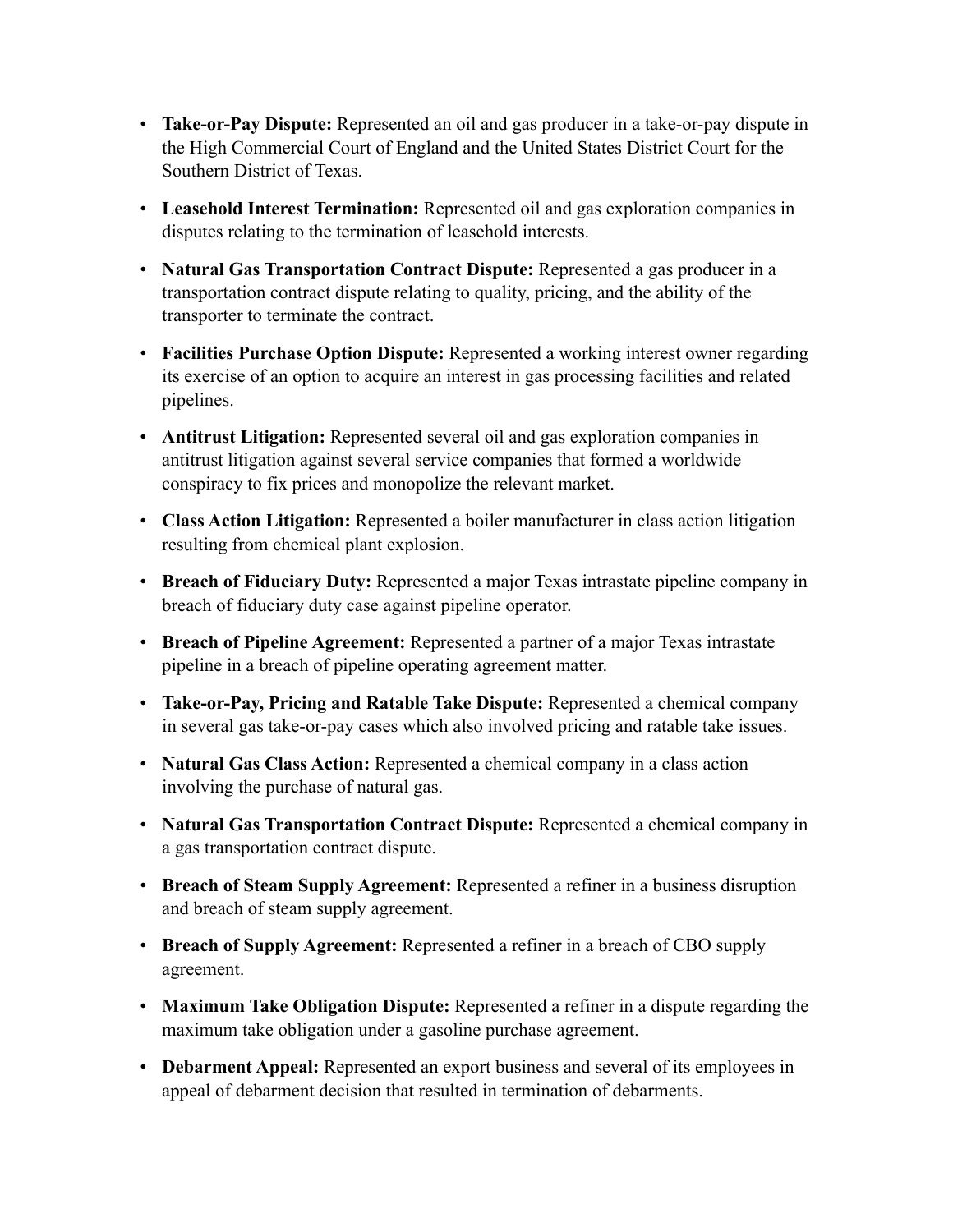- **Take-or-Pay Dispute:** Represented an oil and gas producer in a take-or-pay dispute in the High Commercial Court of England and the United States District Court for the Southern District of Texas.
- **Leasehold Interest Termination:** Represented oil and gas exploration companies in disputes relating to the termination of leasehold interests.
- **Natural Gas Transportation Contract Dispute:** Represented a gas producer in a transportation contract dispute relating to quality, pricing, and the ability of the transporter to terminate the contract.
- **Facilities Purchase Option Dispute:** Represented a working interest owner regarding its exercise of an option to acquire an interest in gas processing facilities and related pipelines.
- **Antitrust Litigation:** Represented several oil and gas exploration companies in antitrust litigation against several service companies that formed a worldwide conspiracy to fix prices and monopolize the relevant market.
- **Class Action Litigation:** Represented a boiler manufacturer in class action litigation resulting from chemical plant explosion.
- **Breach of Fiduciary Duty:** Represented a major Texas intrastate pipeline company in breach of fiduciary duty case against pipeline operator.
- **Breach of Pipeline Agreement:** Represented a partner of a major Texas intrastate pipeline in a breach of pipeline operating agreement matter.
- **Take-or-Pay, Pricing and Ratable Take Dispute:** Represented a chemical company in several gas take-or-pay cases which also involved pricing and ratable take issues.
- **Natural Gas Class Action:** Represented a chemical company in a class action involving the purchase of natural gas.
- **Natural Gas Transportation Contract Dispute:** Represented a chemical company in a gas transportation contract dispute.
- **Breach of Steam Supply Agreement:** Represented a refiner in a business disruption and breach of steam supply agreement.
- **Breach of Supply Agreement:** Represented a refiner in a breach of CBO supply agreement.
- **Maximum Take Obligation Dispute:** Represented a refiner in a dispute regarding the maximum take obligation under a gasoline purchase agreement.
- **Debarment Appeal:** Represented an export business and several of its employees in appeal of debarment decision that resulted in termination of debarments.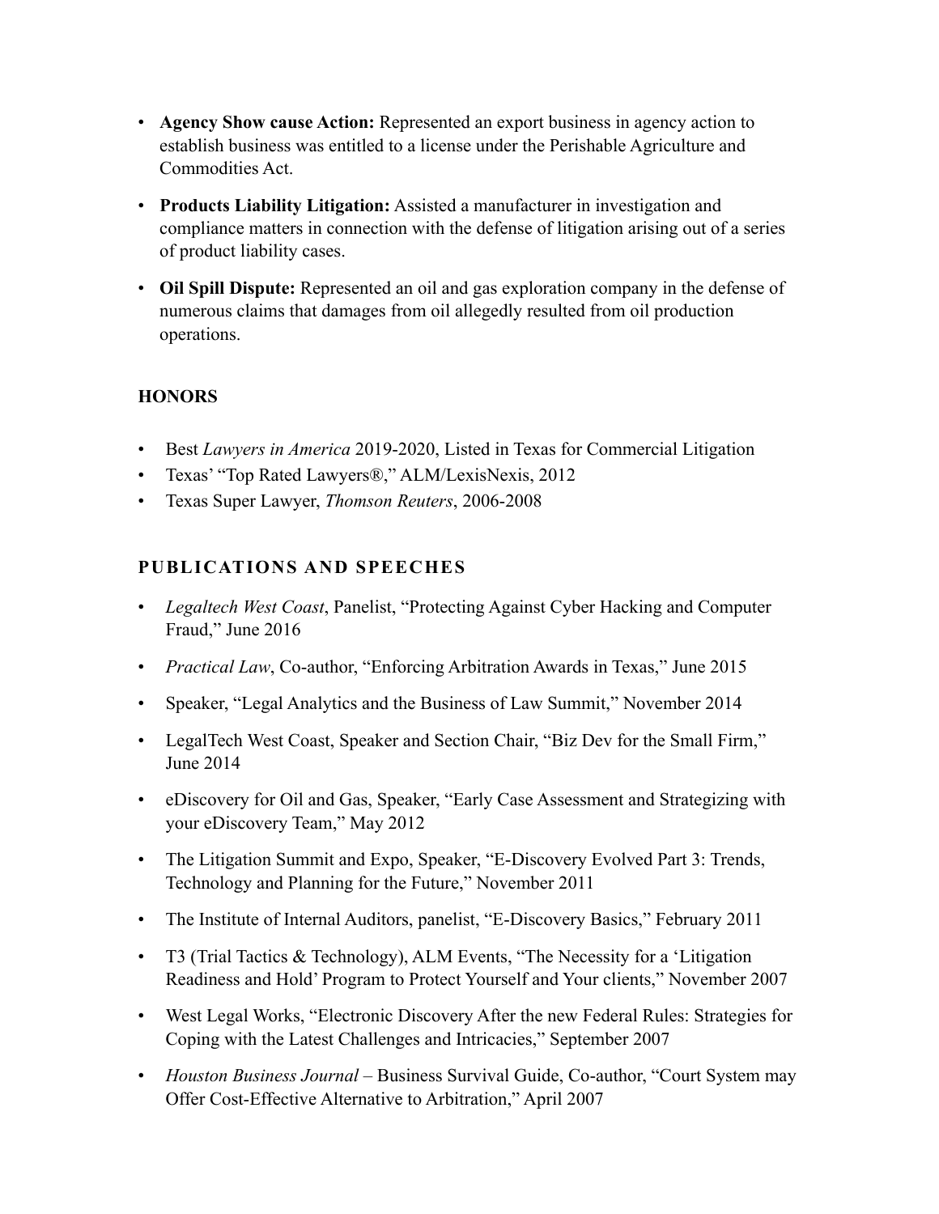- **Agency Show cause Action:** Represented an export business in agency action to establish business was entitled to a license under the Perishable Agriculture and Commodities Act.
- **Products Liability Litigation:** Assisted a manufacturer in investigation and compliance matters in connection with the defense of litigation arising out of a series of product liability cases.
- **Oil Spill Dispute:** Represented an oil and gas exploration company in the defense of numerous claims that damages from oil allegedly resulted from oil production operations.

## HONORS

- Best *Lawyers in America* 2019-2020, Listed in Texas for Commercial Litigation
- Texas' "Top Rated Lawyers®," ALM/LexisNexis, 2012
- Texas Super Lawyer, *Thomson Reuters*, 2006-2008

## PUBLICATIONS AND SPEECHES

- *Legaltech West Coast*, Panelist, "Protecting Against Cyber Hacking and Computer Fraud," June 2016
- *Practical Law*, Co-author, "Enforcing Arbitration Awards in Texas," June 2015
- Speaker, "Legal Analytics and the Business of Law Summit," November 2014
- LegalTech West Coast, Speaker and Section Chair, "Biz Dev for the Small Firm," June 2014
- eDiscovery for Oil and Gas, Speaker, "Early Case Assessment and Strategizing with your eDiscovery Team," May 2012
- The Litigation Summit and Expo, Speaker, "E-Discovery Evolved Part 3: Trends, Technology and Planning for the Future," November 2011
- The Institute of Internal Auditors, panelist, "E-Discovery Basics," February 2011
- T3 (Trial Tactics & Technology), ALM Events, "The Necessity for a 'Litigation Readiness and Hold' Program to Protect Yourself and Your clients," November 2007
- West Legal Works, "Electronic Discovery After the new Federal Rules: Strategies for Coping with the Latest Challenges and Intricacies," September 2007
- *Houston Business Journal* – Business Survival Guide, Co-author, "Court System may Offer Cost-Effective Alternative to Arbitration," April 2007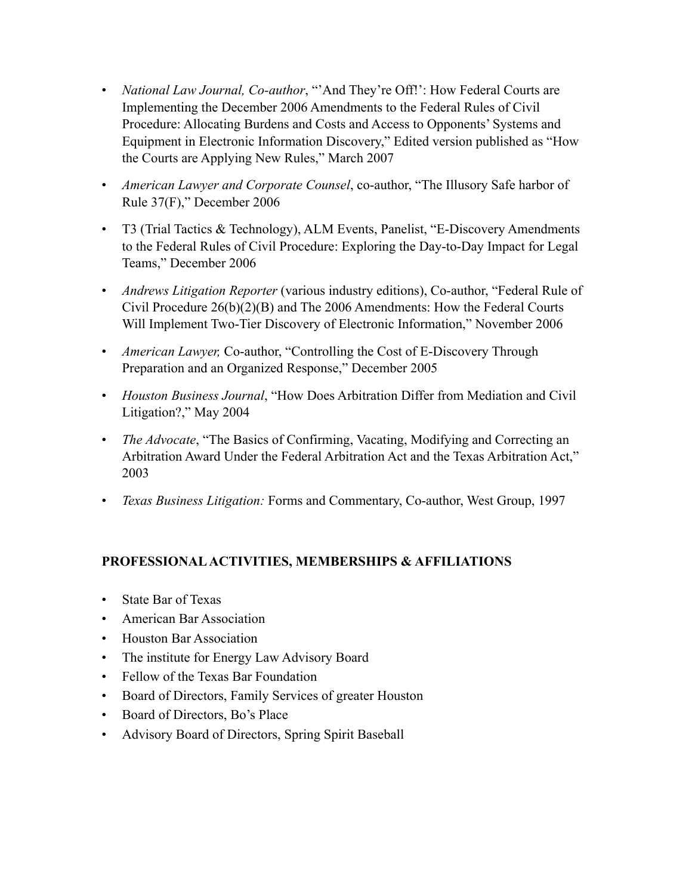- *National Law Journal, Co-author*, "'And They're Off!': How Federal Courts are Implementing the December 2006 Amendments to the Federal Rules of Civil Procedure: Allocating Burdens and Costs and Access to Opponents' Systems and Equipment in Electronic Information Discovery," Edited version published as "How the Courts are Applying New Rules," March 2007

- *American Lawyer and Corporate Counsel*, co-author, "The Illusory Safe harbor of Rule 37(F)," December 2006

- T3 (Trial Tactics & Technology), ALM Events, Panelist, "E-Discovery Amendments to the Federal Rules of Civil Procedure: Exploring the Day-to-Day Impact for Legal Teams," December 2006

- *Andrews Litigation Reporter* (various industry editions), Co-author, "Federal Rule of Civil Procedure 26(b)(2)(B) and The 2006 Amendments: How the Federal Courts Will Implement Two-Tier Discovery of Electronic Information," November 2006

- *American Lawyer,* Co-author, "Controlling the Cost of E-Discovery Through Preparation and an Organized Response," December 2005

- *Houston Business Journal*, "How Does Arbitration Differ from Mediation and Civil Litigation?," May 2004

- *The Advocate*, "The Basics of Confirming, Vacating, Modifying and Correcting an Arbitration Award Under the Federal Arbitration Act and the Texas Arbitration Act," 2003

- *Texas Business Litigation:* Forms and Commentary, Co-author, West Group, 1997

## PROFESSIONAL ACTIVITIES, MEMBERSHIPS & AFFILIATIONS

- State Bar of Texas
- American Bar Association
- Houston Bar Association
- The institute for Energy Law Advisory Board
- Fellow of the Texas Bar Foundation
- Board of Directors, Family Services of greater Houston
- Board of Directors, Bo's Place
- Advisory Board of Directors, Spring Spirit Baseball